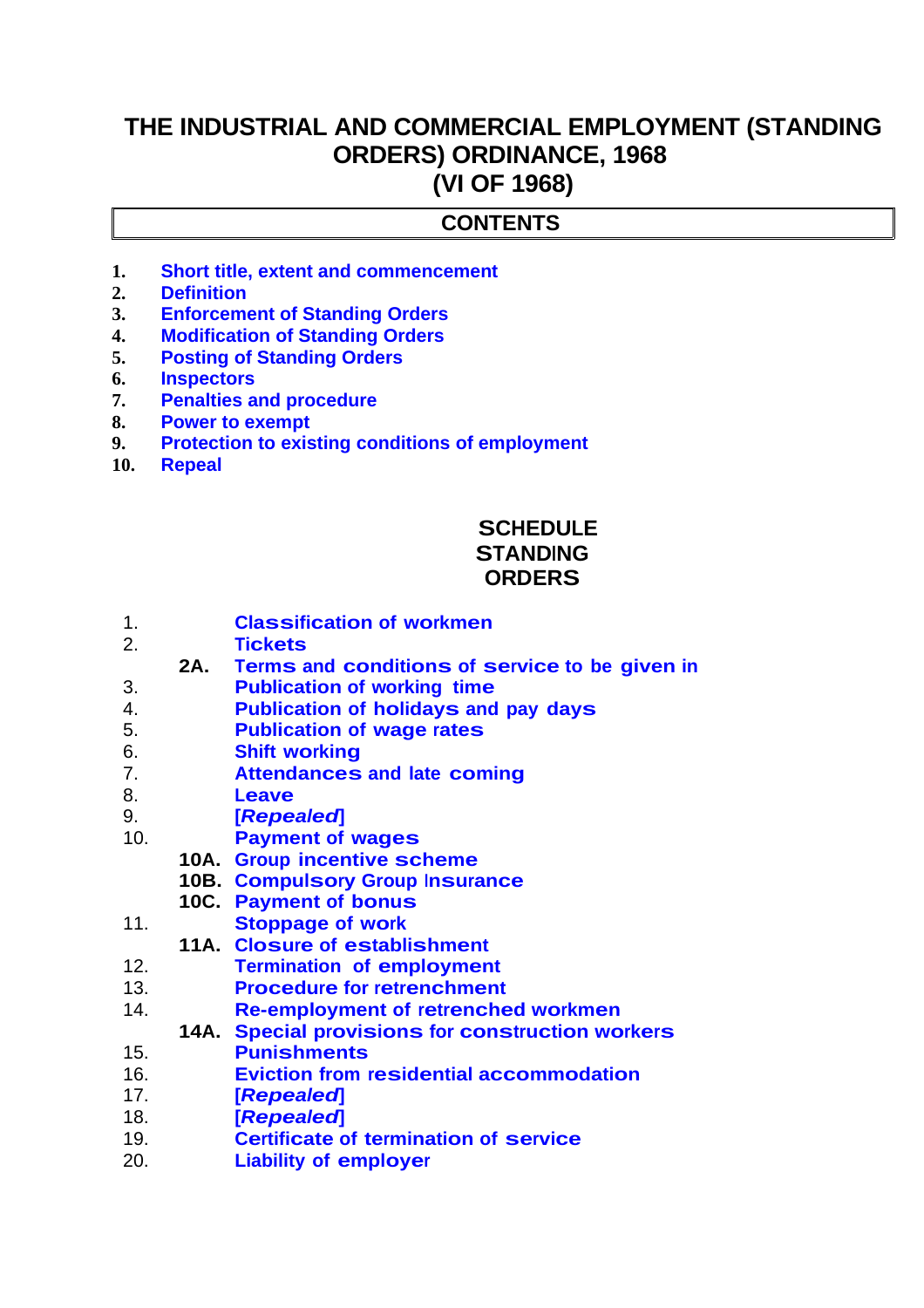# THE INDUSTRIAL AND COMMERCIAL EMPLOYMENT (STANDING ORDERS) ORDINANCE, 1968
# (VI OF 1968)

## CONTENTS

1. Short title, extent and commencement
2. Definition
3. Enforcement of Standing Orders
4. Modification of Standing Orders
5. Posting of Standing Orders
6. Inspectors
7. Penalties and procedure
8. Power to exempt
9. Protection to existing conditions of employment
10. Repeal

## SCHEDULE
## STANDING ORDERS

1. Classification of workmen
2. Tickets
   - **2A.** Terms and conditions of service to be given in
3. Publication of working time
4. Publication of holidays and pay days
5. Publication of wage rates
6. Shift working
7. Attendances and late coming
8. Leave
9. [*Repealed*]
10. Payment of wages
    - **10A.** Group incentive scheme
    - **10B.** Compulsory Group Insurance
    - **10C.** Payment of bonus
11. Stoppage of work
    - **11A.** Closure of establishment
12. Termination of employment
13. Procedure for retrenchment
14. Re-employment of retrenched workmen
    - **14A.** Special provisions for construction workers
15. Punishments
16. Eviction from residential accommodation
17. [*Repealed*]
18. [*Repealed*]
19. Certificate of termination of service
20. Liability of employer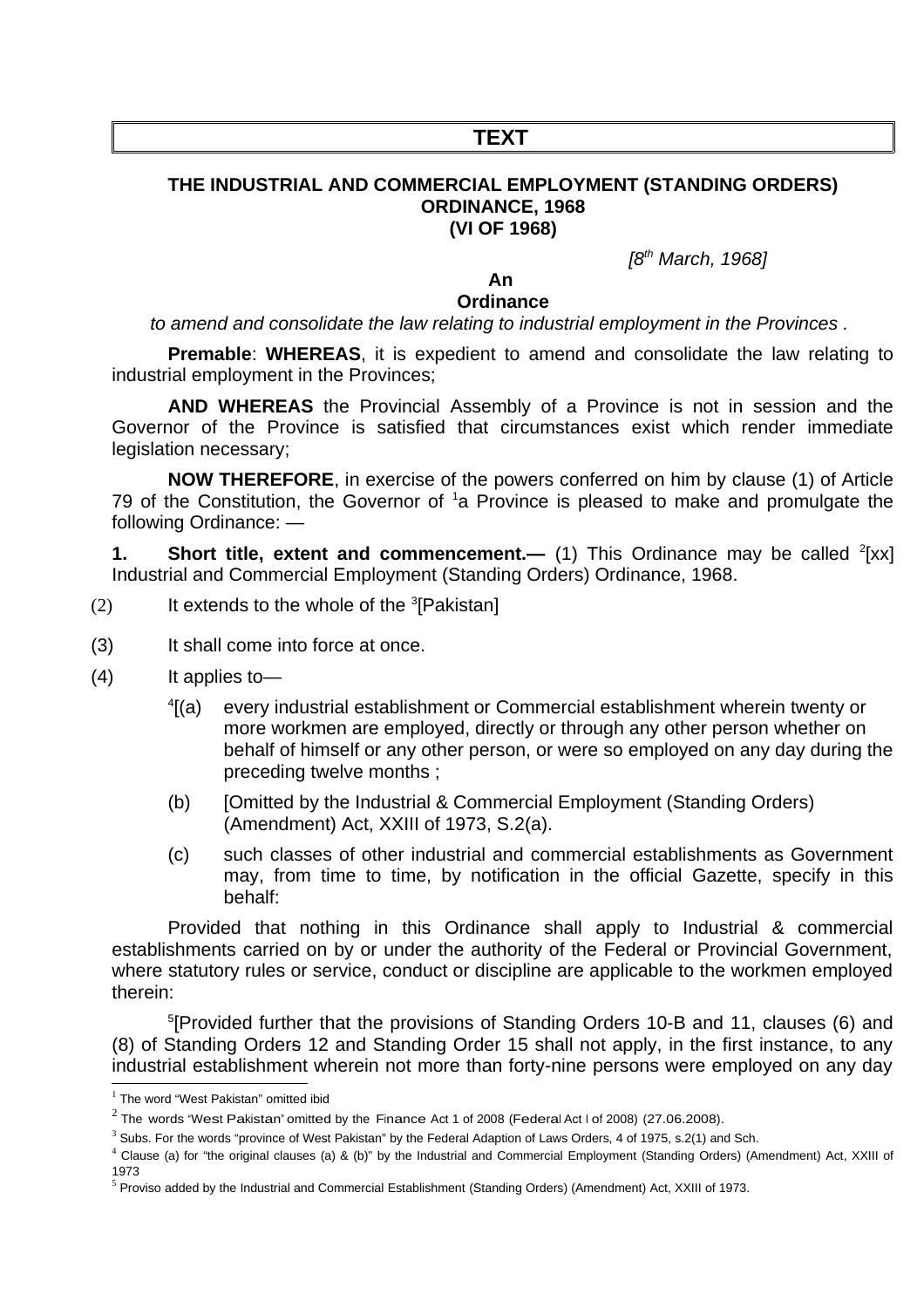# TEXT

## THE INDUSTRIAL AND COMMERCIAL EMPLOYMENT (STANDING ORDERS) ORDINANCE, 1968
## (VI OF 1968)

*[8th March, 1968]*

**An**
**Ordinance**

*to amend and consolidate the law relating to industrial employment in the Provinces .*

**Premable**: **WHEREAS**, it is expedient to amend and consolidate the law relating to industrial employment in the Provinces;

**AND WHEREAS** the Provincial Assembly of a Province is not in session and the Governor of the Province is satisfied that circumstances exist which render immediate legislation necessary;

**NOW THEREFORE**, in exercise of the powers conferred on him by clause (1) of Article 79 of the Constitution, the Governor of [1]a Province is pleased to make and promulgate the following Ordinance: —

**1. Short title, extent and commencement.—** (1) This Ordinance may be called [2][xx] Industrial and Commercial Employment (Standing Orders) Ordinance, 1968.

(2) It extends to the whole of the [3][Pakistan]

(3) It shall come into force at once.

(4) It applies to—

[4][(a) every industrial establishment or Commercial establishment wherein twenty or more workmen are employed, directly or through any other person whether on behalf of himself or any other person, or were so employed on any day during the preceding twelve months ;

(b) [Omitted by the Industrial & Commercial Employment (Standing Orders) (Amendment) Act, XXIII of 1973, S.2(a).

(c) such classes of other industrial and commercial establishments as Government may, from time to time, by notification in the official Gazette, specify in this behalf:

Provided that nothing in this Ordinance shall apply to Industrial & commercial establishments carried on by or under the authority of the Federal or Provincial Government, where statutory rules or service, conduct or discipline are applicable to the workmen employed therein:

[5][Provided further that the provisions of Standing Orders 10-B and 11, clauses (6) and (8) of Standing Orders 12 and Standing Order 15 shall not apply, in the first instance, to any industrial establishment wherein not more than forty-nine persons were employed on any day

---

[1] The word "West Pakistan" omitted ibid

[2] The words "West Pakistan" omitted by the Finance Act 1 of 2008 (Federal Act I of 2008) (27.06.2008).

[3] Subs. For the words "province of West Pakistan" by the Federal Adaption of Laws Orders, 4 of 1975, s.2(1) and Sch.

[4] Clause (a) for "the original clauses (a) & (b)" by the Industrial and Commercial Employment (Standing Orders) (Amendment) Act, XXIII of 1973

[5] Proviso added by the Industrial and Commercial Establishment (Standing Orders) (Amendment) Act, XXIII of 1973.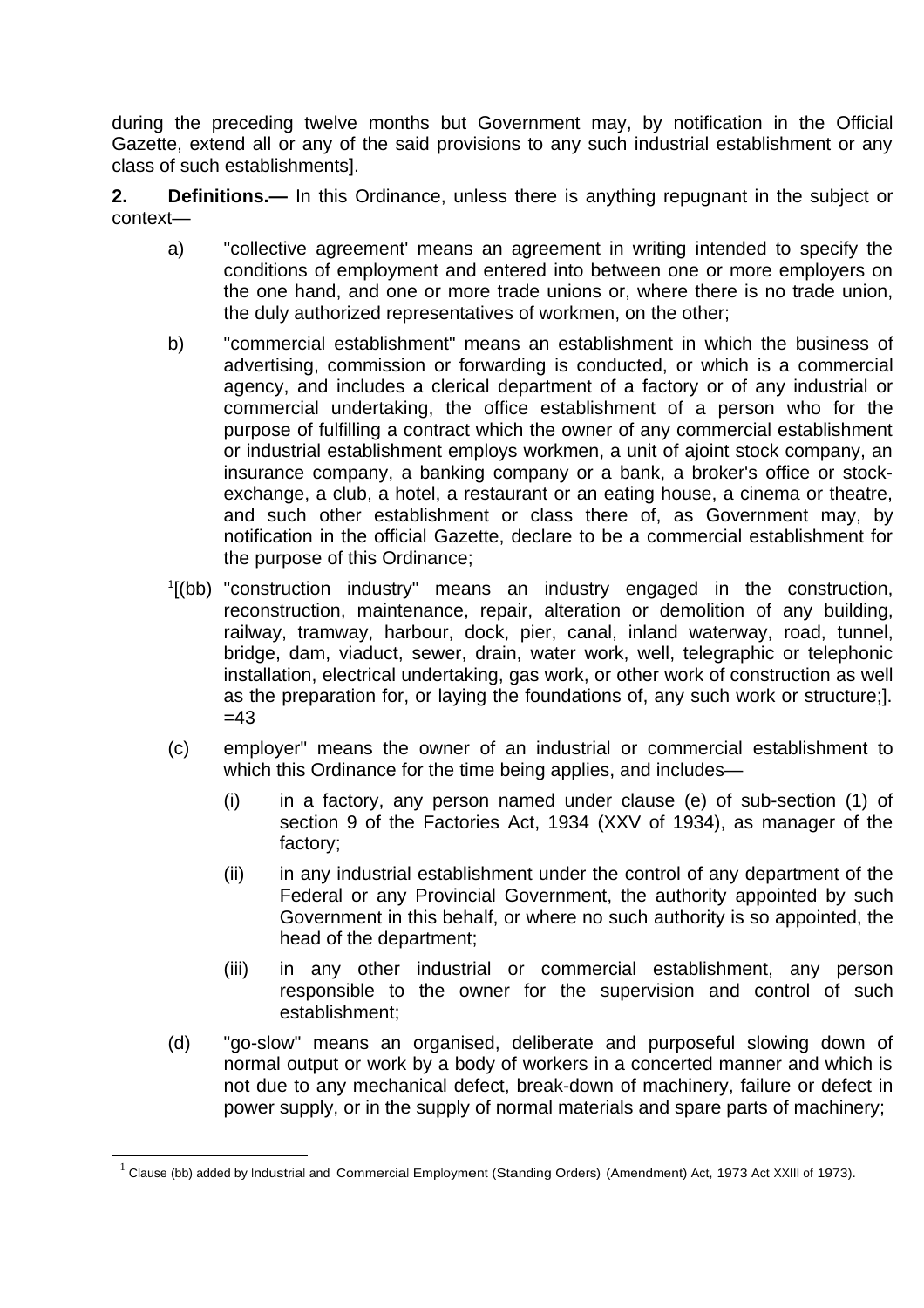during the preceding twelve months but Government may, by notification in the Official Gazette, extend all or any of the said provisions to any such industrial establishment or any class of such establishments].

**2. Definitions.—** In this Ordinance, unless there is anything repugnant in the subject or context—

a) "collective agreement' means an agreement in writing intended to specify the conditions of employment and entered into between one or more employers on the one hand, and one or more trade unions or, where there is no trade union, the duly authorized representatives of workmen, on the other;

b) "commercial establishment" means an establishment in which the business of advertising, commission or forwarding is conducted, or which is a commercial agency, and includes a clerical department of a factory or of any industrial or commercial undertaking, the office establishment of a person who for the purpose of fulfilling a contract which the owner of any commercial establishment or industrial establishment employs workmen, a unit of ajoint stock company, an insurance company, a banking company or a bank, a broker's office or stock-exchange, a club, a hotel, a restaurant or an eating house, a cinema or theatre, and such other establishment or class there of, as Government may, by notification in the official Gazette, declare to be a commercial establishment for the purpose of this Ordinance;

[1][(bb) "construction industry" means an industry engaged in the construction, reconstruction, maintenance, repair, alteration or demolition of any building, railway, tramway, harbour, dock, pier, canal, inland waterway, road, tunnel, bridge, dam, viaduct, sewer, drain, water work, well, telegraphic or telephonic installation, electrical undertaking, gas work, or other work of construction as well as the preparation for, or laying the foundations of, any such work or structure;]. =43

(c) employer" means the owner of an industrial or commercial establishment to which this Ordinance for the time being applies, and includes—

  (i) in a factory, any person named under clause (e) of sub-section (1) of section 9 of the Factories Act, 1934 (XXV of 1934), as manager of the factory;

  (ii) in any industrial establishment under the control of any department of the Federal or any Provincial Government, the authority appointed by such Government in this behalf, or where no such authority is so appointed, the head of the department;

  (iii) in any other industrial or commercial establishment, any person responsible to the owner for the supervision and control of such establishment;

(d) "go-slow" means an organised, deliberate and purposeful slowing down of normal output or work by a body of workers in a concerted manner and which is not due to any mechanical defect, break-down of machinery, failure or defect in power supply, or in the supply of normal materials and spare parts of machinery;

---

[1] Clause (bb) added by Industrial and Commercial Employment (Standing Orders) (Amendment) Act, 1973 Act XXIII of 1973).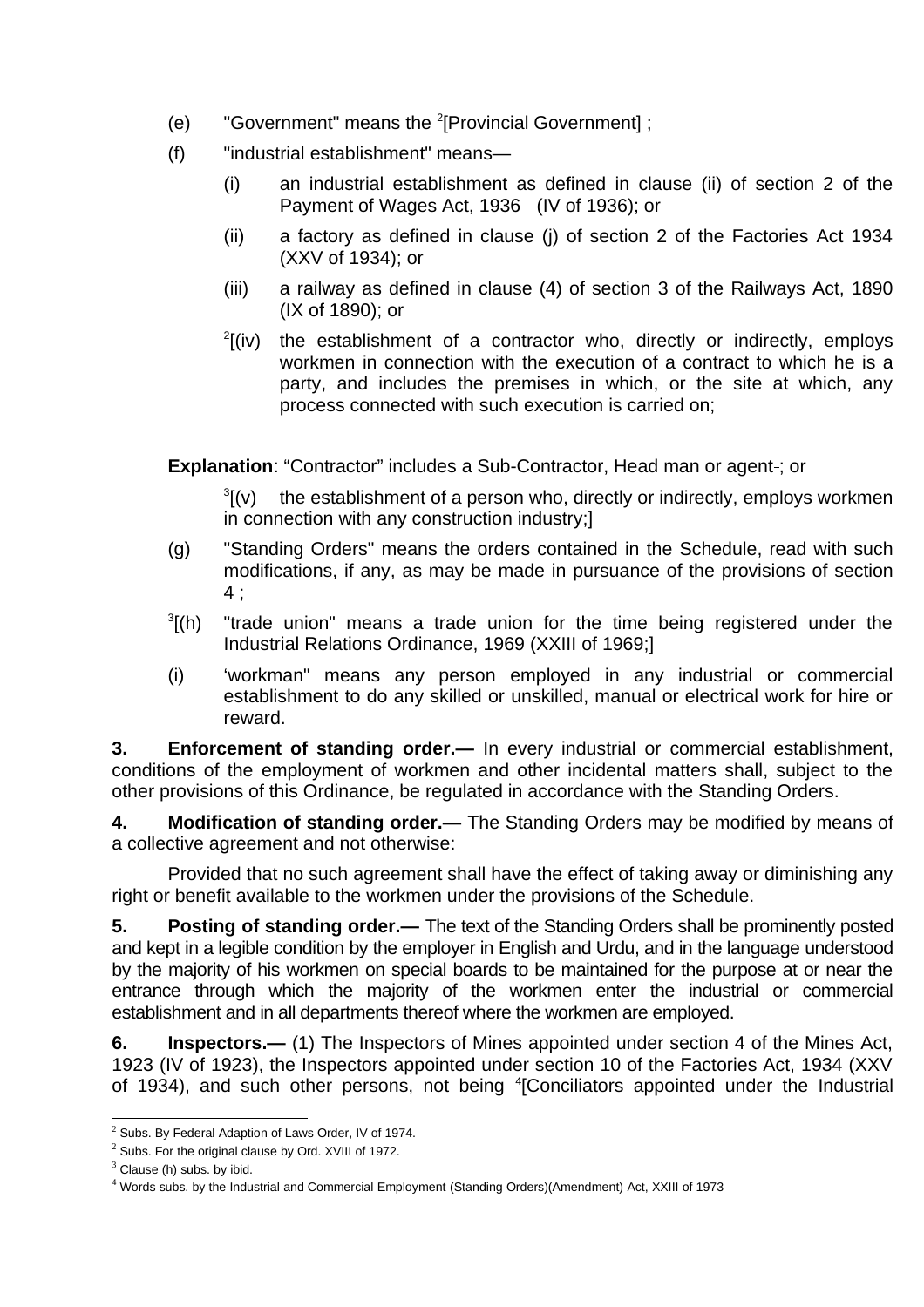(e) "Government" means the [2][Provincial Government] ;

(f) "industrial establishment" means—

(i) an industrial establishment as defined in clause (ii) of section 2 of the Payment of Wages Act, 1936 (IV of 1936); or

(ii) a factory as defined in clause (j) of section 2 of the Factories Act 1934 (XXV of 1934); or

(iii) a railway as defined in clause (4) of section 3 of the Railways Act, 1890 (IX of 1890); or

[2][(iv) the establishment of a contractor who, directly or indirectly, employs workmen in connection with the execution of a contract to which he is a party, and includes the premises in which, or the site at which, any process connected with such execution is carried on;

**Explanation**: "Contractor" includes a Sub-Contractor, Head man or agent-; or

[3][(v) the establishment of a person who, directly or indirectly, employs workmen in connection with any construction industry;]

(g) "Standing Orders" means the orders contained in the Schedule, read with such modifications, if any, as may be made in pursuance of the provisions of section 4 ;

[3][(h) "trade union" means a trade union for the time being registered under the Industrial Relations Ordinance, 1969 (XXIII of 1969;]

(i) 'workman" means any person employed in any industrial or commercial establishment to do any skilled or unskilled, manual or electrical work for hire or reward.

**3. Enforcement of standing order.—** In every industrial or commercial establishment, conditions of the employment of workmen and other incidental matters shall, subject to the other provisions of this Ordinance, be regulated in accordance with the Standing Orders.

**4. Modification of standing order.—** The Standing Orders may be modified by means of a collective agreement and not otherwise:

Provided that no such agreement shall have the effect of taking away or diminishing any right or benefit available to the workmen under the provisions of the Schedule.

**5. Posting of standing order.—** The text of the Standing Orders shall be prominently posted and kept in a legible condition by the employer in English and Urdu, and in the language understood by the majority of his workmen on special boards to be maintained for the purpose at or near the entrance through which the majority of the workmen enter the industrial or commercial establishment and in all departments thereof where the workmen are employed.

**6. Inspectors.—** (1) The Inspectors of Mines appointed under section 4 of the Mines Act, 1923 (IV of 1923), the Inspectors appointed under section 10 of the Factories Act, 1934 (XXV of 1934), and such other persons, not being [4][Conciliators appointed under the Industrial

---

[2] Subs. By Federal Adaption of Laws Order, IV of 1974.

[2] Subs. For the original clause by Ord. XVIII of 1972.

[3] Clause (h) subs. by ibid.

[4] Words subs. by the Industrial and Commercial Employment (Standing Orders)(Amendment) Act, XXIII of 1973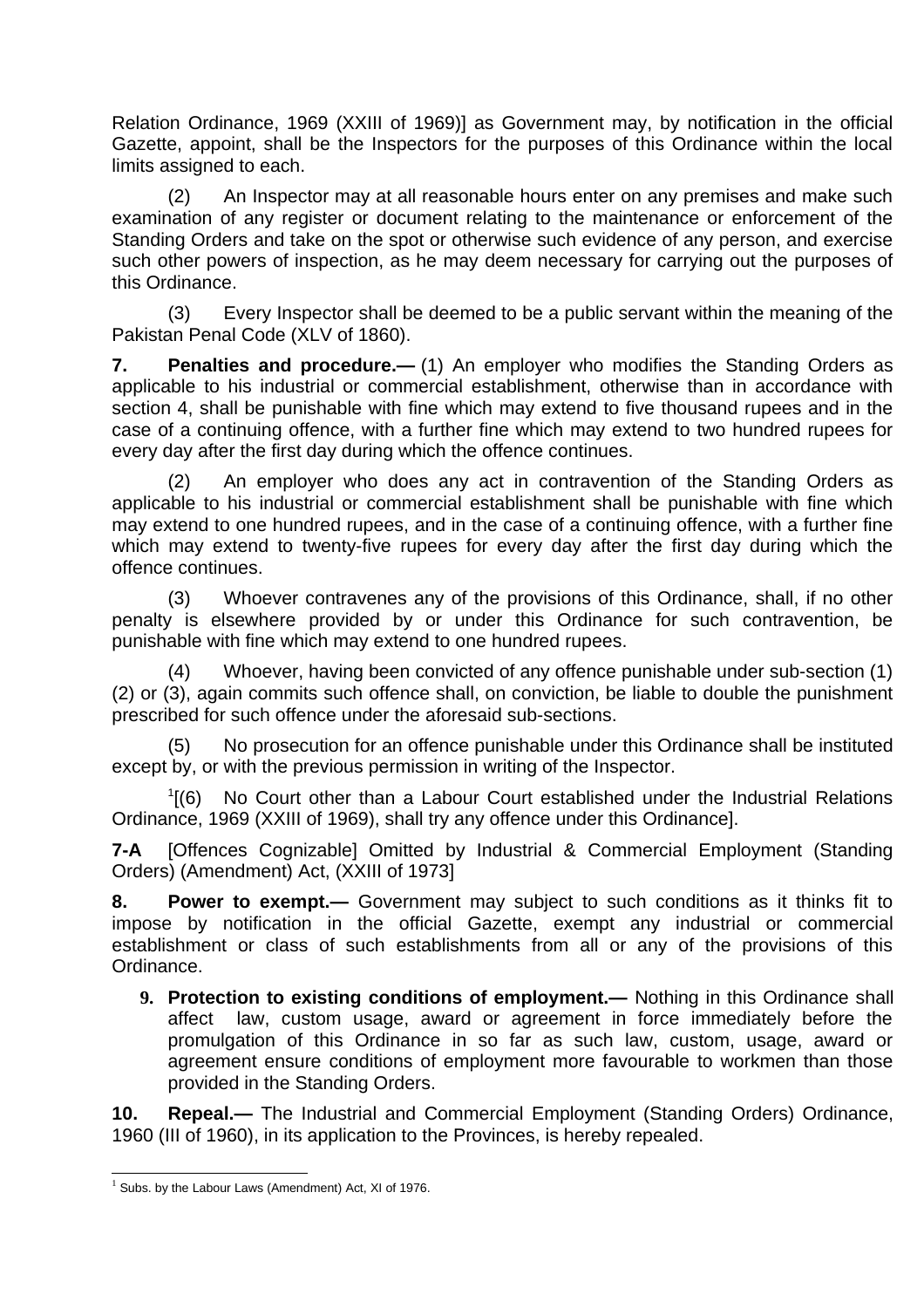Relation Ordinance, 1969 (XXIII of 1969)] as Government may, by notification in the official Gazette, appoint, shall be the Inspectors for the purposes of this Ordinance within the local limits assigned to each.

(2) An Inspector may at all reasonable hours enter on any premises and make such examination of any register or document relating to the maintenance or enforcement of the Standing Orders and take on the spot or otherwise such evidence of any person, and exercise such other powers of inspection, as he may deem necessary for carrying out the purposes of this Ordinance.

(3) Every Inspector shall be deemed to be a public servant within the meaning of the Pakistan Penal Code (XLV of 1860).

**7. Penalties and procedure.—** (1) An employer who modifies the Standing Orders as applicable to his industrial or commercial establishment, otherwise than in accordance with section 4, shall be punishable with fine which may extend to five thousand rupees and in the case of a continuing offence, with a further fine which may extend to two hundred rupees for every day after the first day during which the offence continues.

(2) An employer who does any act in contravention of the Standing Orders as applicable to his industrial or commercial establishment shall be punishable with fine which may extend to one hundred rupees, and in the case of a continuing offence, with a further fine which may extend to twenty-five rupees for every day after the first day during which the offence continues.

(3) Whoever contravenes any of the provisions of this Ordinance, shall, if no other penalty is elsewhere provided by or under this Ordinance for such contravention, be punishable with fine which may extend to one hundred rupees.

(4) Whoever, having been convicted of any offence punishable under sub-section (1) (2) or (3), again commits such offence shall, on conviction, be liable to double the punishment prescribed for such offence under the aforesaid sub-sections.

(5) No prosecution for an offence punishable under this Ordinance shall be instituted except by, or with the previous permission in writing of the Inspector.

[1][(6) No Court other than a Labour Court established under the Industrial Relations Ordinance, 1969 (XXIII of 1969), shall try any offence under this Ordinance].

**7-A** [Offences Cognizable] Omitted by Industrial & Commercial Employment (Standing Orders) (Amendment) Act, (XXIII of 1973]

**8. Power to exempt.—** Government may subject to such conditions as it thinks fit to impose by notification in the official Gazette, exempt any industrial or commercial establishment or class of such establishments from all or any of the provisions of this Ordinance.

**9. Protection to existing conditions of employment.—** Nothing in this Ordinance shall affect law, custom usage, award or agreement in force immediately before the promulgation of this Ordinance in so far as such law, custom, usage, award or agreement ensure conditions of employment more favourable to workmen than those provided in the Standing Orders.

**10. Repeal.—** The Industrial and Commercial Employment (Standing Orders) Ordinance, 1960 (III of 1960), in its application to the Provinces, is hereby repealed.

---

[1] Subs. by the Labour Laws (Amendment) Act, XI of 1976.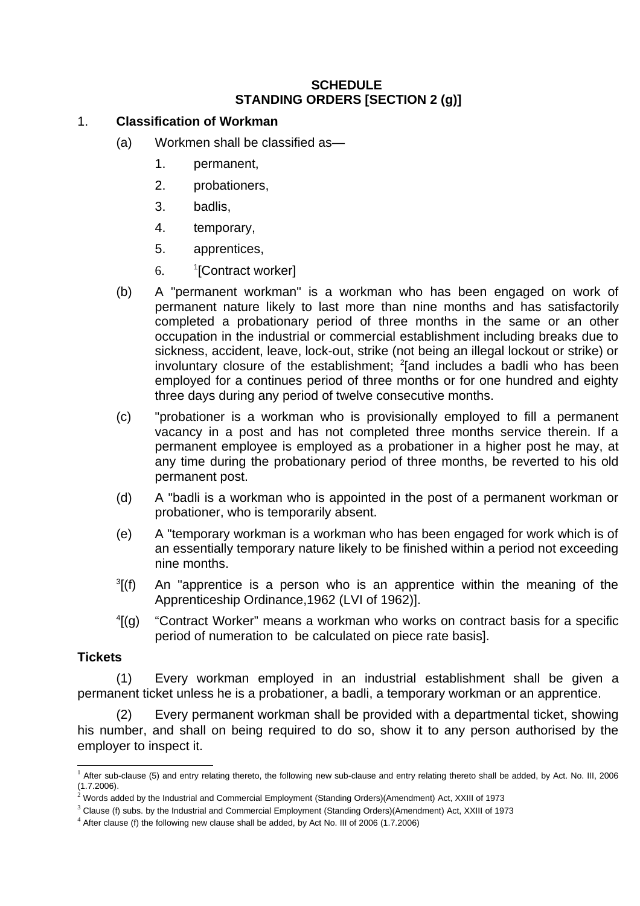# SCHEDULE
## STANDING ORDERS [SECTION 2 (g)]

1. **Classification of Workman**

   (a) Workmen shall be classified as—

   1. permanent,
   2. probationers,
   3. badlis,
   4. temporary,
   5. apprentices,
   6. [1][Contract worker]

   (b) A "permanent workman" is a workman who has been engaged on work of permanent nature likely to last more than nine months and has satisfactorily completed a probationary period of three months in the same or an other occupation in the industrial or commercial establishment including breaks due to sickness, accident, leave, lock-out, strike (not being an illegal lockout or strike) or involuntary closure of the establishment; [2][and includes a badli who has been employed for a continues period of three months or for one hundred and eighty three days during any period of twelve consecutive months.

   (c) "probationer is a workman who is provisionally employed to fill a permanent vacancy in a post and has not completed three months service therein. If a permanent employee is employed as a probationer in a higher post he may, at any time during the probationary period of three months, be reverted to his old permanent post.

   (d) A "badli is a workman who is appointed in the post of a permanent workman or probationer, who is temporarily absent.

   (e) A "temporary workman is a workman who has been engaged for work which is of an essentially temporary nature likely to be finished within a period not exceeding nine months.

   [3][(f) An "apprentice is a person who is an apprentice within the meaning of the Apprenticeship Ordinance,1962 (LVI of 1962)].

   [4][(g) "Contract Worker" means a workman who works on contract basis for a specific period of numeration to be calculated on piece rate basis].

**Tickets**

(1) Every workman employed in an industrial establishment shall be given a permanent ticket unless he is a probationer, a badli, a temporary workman or an apprentice.

(2) Every permanent workman shall be provided with a departmental ticket, showing his number, and shall on being required to do so, show it to any person authorised by the employer to inspect it.

---

[1] After sub-clause (5) and entry relating thereto, the following new sub-clause and entry relating thereto shall be added, by Act. No. III, 2006 (1.7.2006).

[2] Words added by the Industrial and Commercial Employment (Standing Orders)(Amendment) Act, XXIII of 1973

[3] Clause (f) subs. by the Industrial and Commercial Employment (Standing Orders)(Amendment) Act, XXIII of 1973

[4] After clause (f) the following new clause shall be added, by Act No. III of 2006 (1.7.2006)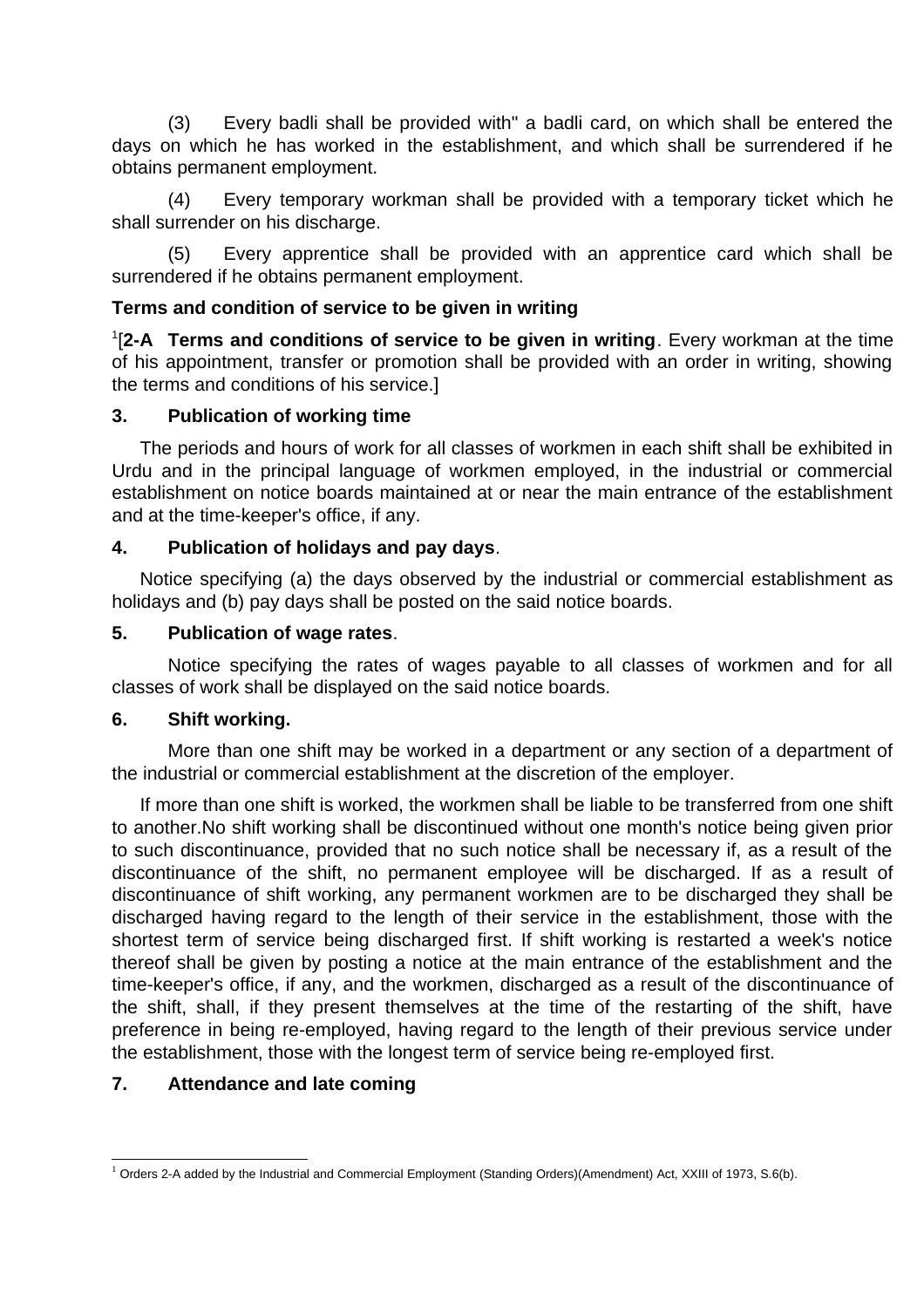(3) Every badli shall be provided with" a badli card, on which shall be entered the days on which he has worked in the establishment, and which shall be surrendered if he obtains permanent employment.

(4) Every temporary workman shall be provided with a temporary ticket which he shall surrender on his discharge.

(5) Every apprentice shall be provided with an apprentice card which shall be surrendered if he obtains permanent employment.

**Terms and condition of service to be given in writing**

[1][**2-A Terms and conditions of service to be given in writing**. Every workman at the time of his appointment, transfer or promotion shall be provided with an order in writing, showing the terms and conditions of his service.]

**3. Publication of working time**

The periods and hours of work for all classes of workmen in each shift shall be exhibited in Urdu and in the principal language of workmen employed, in the industrial or commercial establishment on notice boards maintained at or near the main entrance of the establishment and at the time-keeper's office, if any.

**4. Publication of holidays and pay days**.

Notice specifying (a) the days observed by the industrial or commercial establishment as holidays and (b) pay days shall be posted on the said notice boards.

**5. Publication of wage rates**.

Notice specifying the rates of wages payable to all classes of workmen and for all classes of work shall be displayed on the said notice boards.

**6. Shift working.**

More than one shift may be worked in a department or any section of a department of the industrial or commercial establishment at the discretion of the employer.

If more than one shift is worked, the workmen shall be liable to be transferred from one shift to another.No shift working shall be discontinued without one month's notice being given prior to such discontinuance, provided that no such notice shall be necessary if, as a result of the discontinuance of the shift, no permanent employee will be discharged. If as a result of discontinuance of shift working, any permanent workmen are to be discharged they shall be discharged having regard to the length of their service in the establishment, those with the shortest term of service being discharged first. If shift working is restarted a week's notice thereof shall be given by posting a notice at the main entrance of the establishment and the time-keeper's office, if any, and the workmen, discharged as a result of the discontinuance of the shift, shall, if they present themselves at the time of the restarting of the shift, have preference in being re-employed, having regard to the length of their previous service under the establishment, those with the longest term of service being re-employed first.

**7. Attendance and late coming**

---

[1] Orders 2-A added by the Industrial and Commercial Employment (Standing Orders)(Amendment) Act, XXIII of 1973, S.6(b).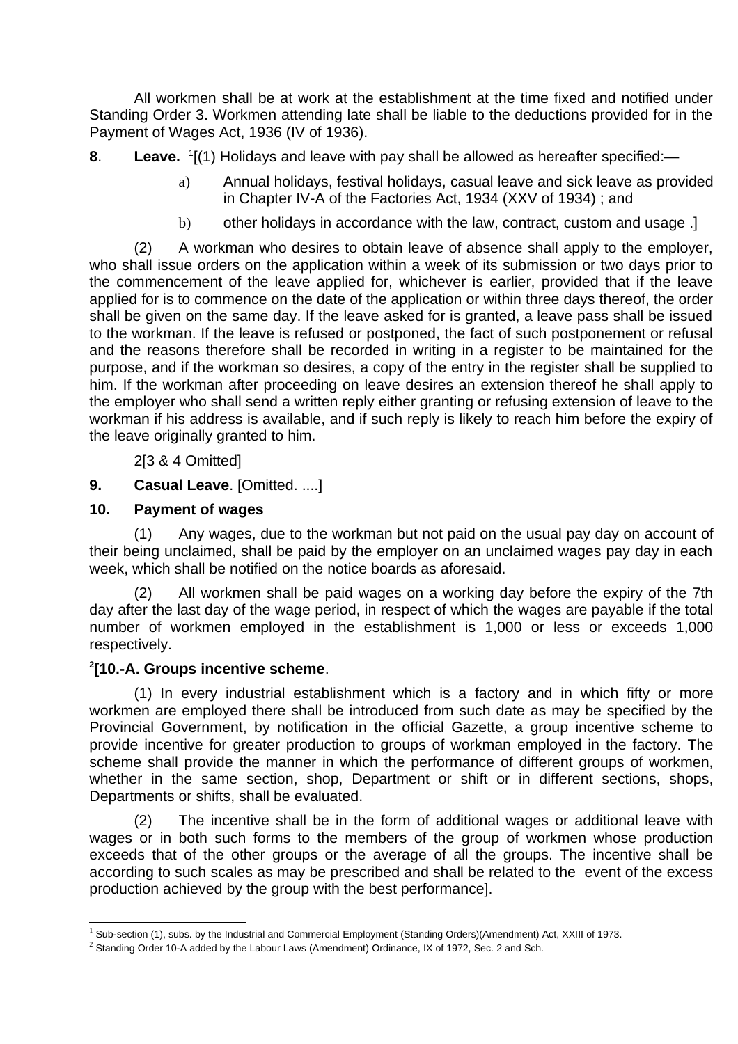All workmen shall be at work at the establishment at the time fixed and notified under Standing Order 3. Workmen attending late shall be liable to the deductions provided for in the Payment of Wages Act, 1936 (IV of 1936).

**8**. **Leave.** [1][(1) Holidays and leave with pay shall be allowed as hereafter specified:—

a) Annual holidays, festival holidays, casual leave and sick leave as provided in Chapter IV-A of the Factories Act, 1934 (XXV of 1934) ; and

b) other holidays in accordance with the law, contract, custom and usage .]

(2) A workman who desires to obtain leave of absence shall apply to the employer, who shall issue orders on the application within a week of its submission or two days prior to the commencement of the leave applied for, whichever is earlier, provided that if the leave applied for is to commence on the date of the application or within three days thereof, the order shall be given on the same day. If the leave asked for is granted, a leave pass shall be issued to the workman. If the leave is refused or postponed, the fact of such postponement or refusal and the reasons therefore shall be recorded in writing in a register to be maintained for the purpose, and if the workman so desires, a copy of the entry in the register shall be supplied to him. If the workman after proceeding on leave desires an extension thereof he shall apply to the employer who shall send a written reply either granting or refusing extension of leave to the workman if his address is available, and if such reply is likely to reach him before the expiry of the leave originally granted to him.

2[3 & 4 Omitted]

**9. Casual Leave**. [Omitted. ....]

**10. Payment of wages**

(1) Any wages, due to the workman but not paid on the usual pay day on account of their being unclaimed, shall be paid by the employer on an unclaimed wages pay day in each week, which shall be notified on the notice boards as aforesaid.

(2) All workmen shall be paid wages on a working day before the expiry of the 7th day after the last day of the wage period, in respect of which the wages are payable if the total number of workmen employed in the establishment is 1,000 or less or exceeds 1,000 respectively.

**[2][10.-A. Groups incentive scheme**.

(1) In every industrial establishment which is a factory and in which fifty or more workmen are employed there shall be introduced from such date as may be specified by the Provincial Government, by notification in the official Gazette, a group incentive scheme to provide incentive for greater production to groups of workman employed in the factory. The scheme shall provide the manner in which the performance of different groups of workmen, whether in the same section, shop, Department or shift or in different sections, shops, Departments or shifts, shall be evaluated.

(2) The incentive shall be in the form of additional wages or additional leave with wages or in both such forms to the members of the group of workmen whose production exceeds that of the other groups or the average of all the groups. The incentive shall be according to such scales as may be prescribed and shall be related to the event of the excess production achieved by the group with the best performance].

---

[1] Sub-section (1), subs. by the Industrial and Commercial Employment (Standing Orders)(Amendment) Act, XXIII of 1973.

[2] Standing Order 10-A added by the Labour Laws (Amendment) Ordinance, IX of 1972, Sec. 2 and Sch.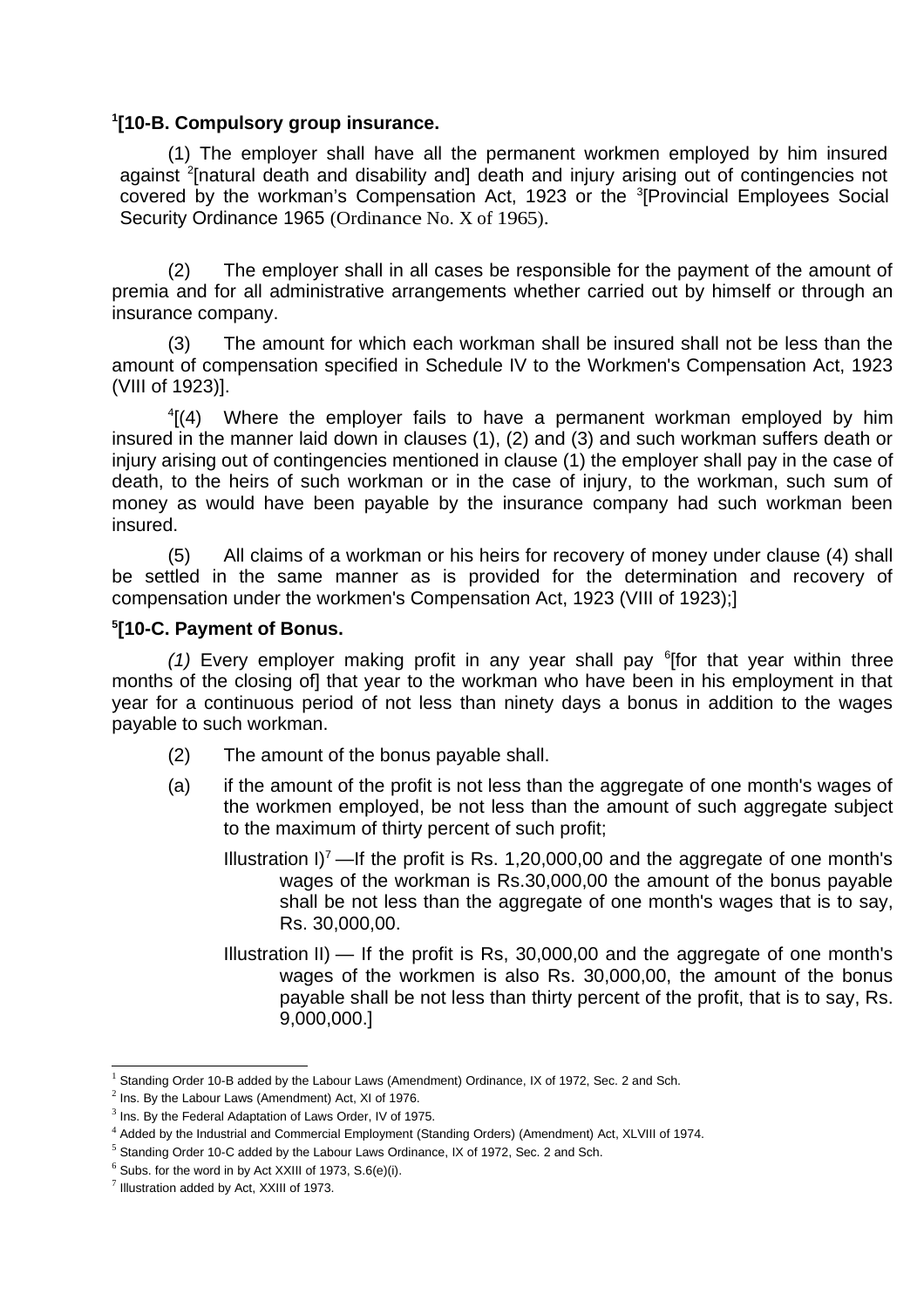**[1][10-B. Compulsory group insurance.**

(1) The employer shall have all the permanent workmen employed by him insured against [2][natural death and disability and] death and injury arising out of contingencies not covered by the workman's Compensation Act, 1923 or the [3][Provincial Employees Social Security Ordinance 1965 (Ordinance No. X of 1965).

(2) The employer shall in all cases be responsible for the payment of the amount of premia and for all administrative arrangements whether carried out by himself or through an insurance company.

(3) The amount for which each workman shall be insured shall not be less than the amount of compensation specified in Schedule IV to the Workmen's Compensation Act, 1923 (VIII of 1923)].

[4][(4) Where the employer fails to have a permanent workman employed by him insured in the manner laid down in clauses (1), (2) and (3) and such workman suffers death or injury arising out of contingencies mentioned in clause (1) the employer shall pay in the case of death, to the heirs of such workman or in the case of injury, to the workman, such sum of money as would have been payable by the insurance company had such workman been insured.

(5) All claims of a workman or his heirs for recovery of money under clause (4) shall be settled in the same manner as is provided for the determination and recovery of compensation under the workmen's Compensation Act, 1923 (VIII of 1923);]

**[5][10-C. Payment of Bonus.**

*(1)* Every employer making profit in any year shall pay [6][for that year within three months of the closing of] that year to the workman who have been in his employment in that year for a continuous period of not less than ninety days a bonus in addition to the wages payable to such workman.

(2) The amount of the bonus payable shall.

(a) if the amount of the profit is not less than the aggregate of one month's wages of the workmen employed, be not less than the amount of such aggregate subject to the maximum of thirty percent of such profit;

Illustration I)[7] —If the profit is Rs. 1,20,000,00 and the aggregate of one month's wages of the workman is Rs.30,000,00 the amount of the bonus payable shall be not less than the aggregate of one month's wages that is to say, Rs. 30,000,00.

Illustration II) — If the profit is Rs, 30,000,00 and the aggregate of one month's wages of the workmen is also Rs. 30,000,00, the amount of the bonus payable shall be not less than thirty percent of the profit, that is to say, Rs. 9,000,000.]

---

[1] Standing Order 10-B added by the Labour Laws (Amendment) Ordinance, IX of 1972, Sec. 2 and Sch.

[2] Ins. By the Labour Laws (Amendment) Act, XI of 1976.

[3] Ins. By the Federal Adaptation of Laws Order, IV of 1975.

[4] Added by the Industrial and Commercial Employment (Standing Orders) (Amendment) Act, XLVIII of 1974.

[5] Standing Order 10-C added by the Labour Laws Ordinance, IX of 1972, Sec. 2 and Sch.

[6] Subs. for the word in by Act XXIII of 1973, S.6(e)(i).

[7] Illustration added by Act, XXIII of 1973.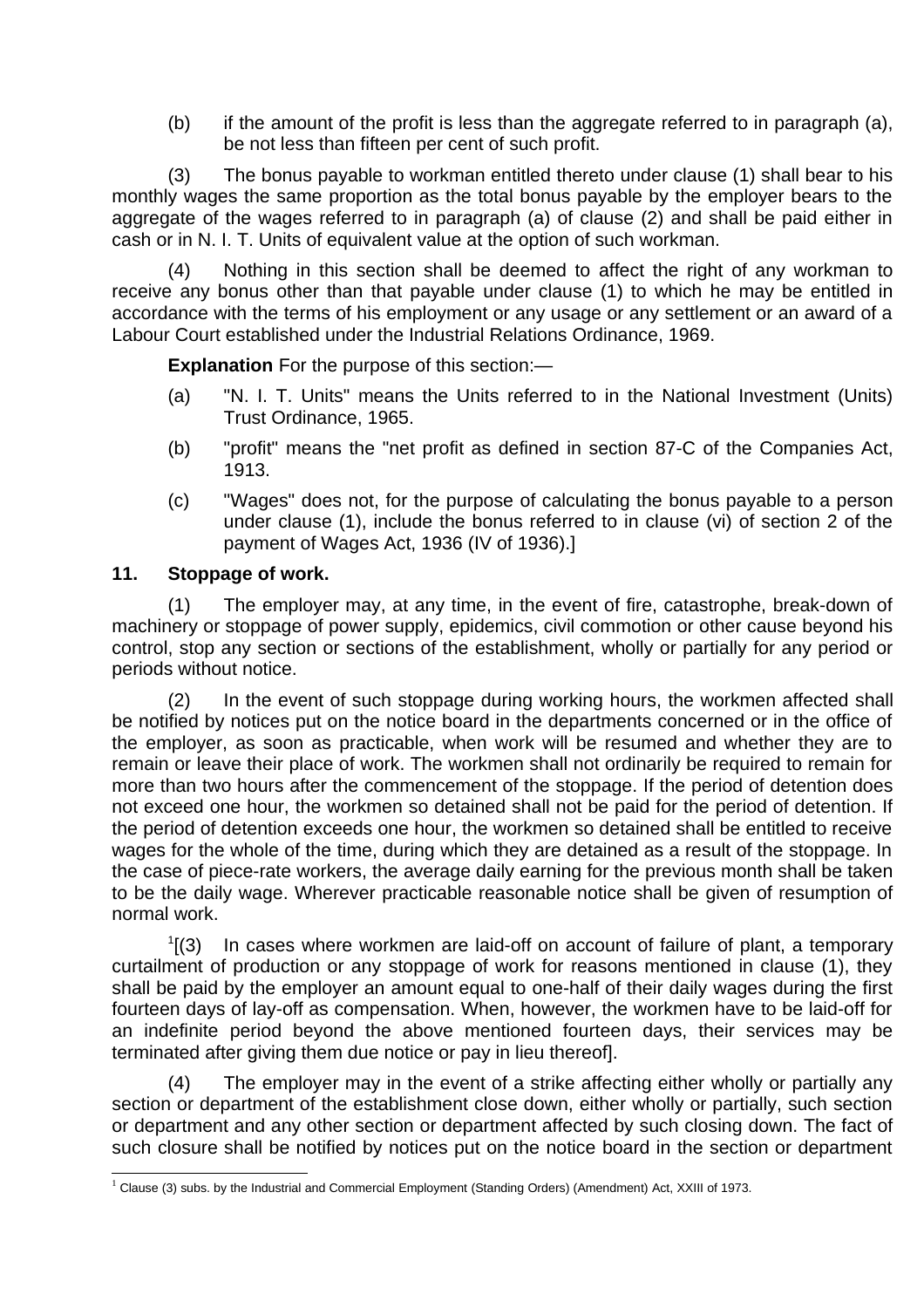(b) if the amount of the profit is less than the aggregate referred to in paragraph (a), be not less than fifteen per cent of such profit.

(3) The bonus payable to workman entitled thereto under clause (1) shall bear to his monthly wages the same proportion as the total bonus payable by the employer bears to the aggregate of the wages referred to in paragraph (a) of clause (2) and shall be paid either in cash or in N. I. T. Units of equivalent value at the option of such workman.

(4) Nothing in this section shall be deemed to affect the right of any workman to receive any bonus other than that payable under clause (1) to which he may be entitled in accordance with the terms of his employment or any usage or any settlement or an award of a Labour Court established under the Industrial Relations Ordinance, 1969.

**Explanation** For the purpose of this section:—

(a) "N. I. T. Units" means the Units referred to in the National Investment (Units) Trust Ordinance, 1965.

(b) "profit" means the "net profit as defined in section 87-C of the Companies Act, 1913.

(c) "Wages" does not, for the purpose of calculating the bonus payable to a person under clause (1), include the bonus referred to in clause (vi) of section 2 of the payment of Wages Act, 1936 (IV of 1936).]

**11. Stoppage of work.**

(1) The employer may, at any time, in the event of fire, catastrophe, break-down of machinery or stoppage of power supply, epidemics, civil commotion or other cause beyond his control, stop any section or sections of the establishment, wholly or partially for any period or periods without notice.

(2) In the event of such stoppage during working hours, the workmen affected shall be notified by notices put on the notice board in the departments concerned or in the office of the employer, as soon as practicable, when work will be resumed and whether they are to remain or leave their place of work. The workmen shall not ordinarily be required to remain for more than two hours after the commencement of the stoppage. If the period of detention does not exceed one hour, the workmen so detained shall not be paid for the period of detention. If the period of detention exceeds one hour, the workmen so detained shall be entitled to receive wages for the whole of the time, during which they are detained as a result of the stoppage. In the case of piece-rate workers, the average daily earning for the previous month shall be taken to be the daily wage. Wherever practicable reasonable notice shall be given of resumption of normal work.

[1][(3) In cases where workmen are laid-off on account of failure of plant, a temporary curtailment of production or any stoppage of work for reasons mentioned in clause (1), they shall be paid by the employer an amount equal to one-half of their daily wages during the first fourteen days of lay-off as compensation. When, however, the workmen have to be laid-off for an indefinite period beyond the above mentioned fourteen days, their services may be terminated after giving them due notice or pay in lieu thereof].

(4) The employer may in the event of a strike affecting either wholly or partially any section or department of the establishment close down, either wholly or partially, such section or department and any other section or department affected by such closing down. The fact of such closure shall be notified by notices put on the notice board in the section or department

[1] Clause (3) subs. by the Industrial and Commercial Employment (Standing Orders) (Amendment) Act, XXIII of 1973.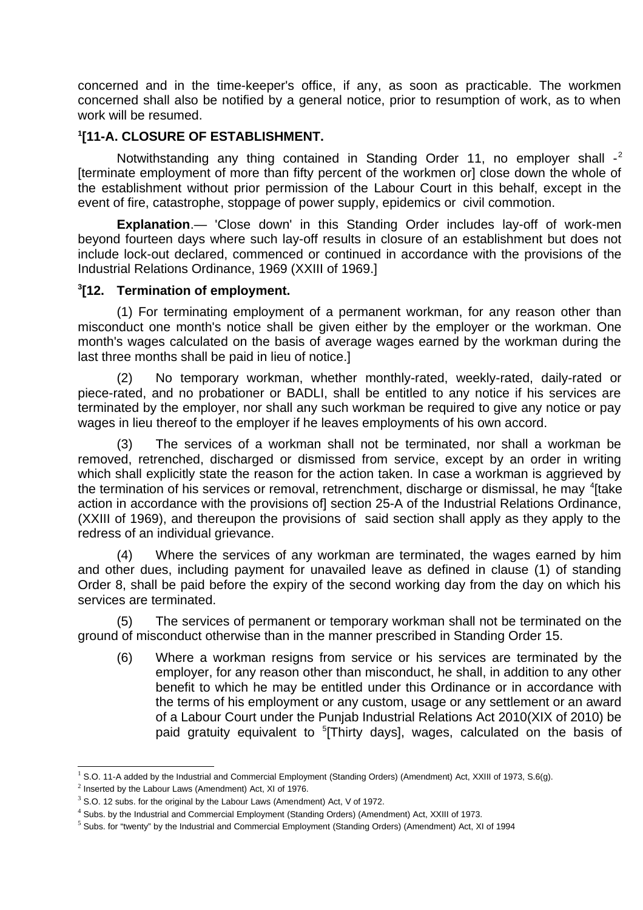concerned and in the time-keeper's office, if any, as soon as practicable. The workmen concerned shall also be notified by a general notice, prior to resumption of work, as to when work will be resumed.

### [1][11-A. CLOSURE OF ESTABLISHMENT.

Notwithstanding any thing contained in Standing Order 11, no employer shall -[2] [terminate employment of more than fifty percent of the workmen or] close down the whole of the establishment without prior permission of the Labour Court in this behalf, except in the event of fire, catastrophe, stoppage of power supply, epidemics or civil commotion.

**Explanation**.— 'Close down' in this Standing Order includes lay-off of work-men beyond fourteen days where such lay-off results in closure of an establishment but does not include lock-out declared, commenced or continued in accordance with the provisions of the Industrial Relations Ordinance, 1969 (XXIII of 1969.]

### [3][12. Termination of employment.

(1) For terminating employment of a permanent workman, for any reason other than misconduct one month's notice shall be given either by the employer or the workman. One month's wages calculated on the basis of average wages earned by the workman during the last three months shall be paid in lieu of notice.]

(2) No temporary workman, whether monthly-rated, weekly-rated, daily-rated or piece-rated, and no probationer or BADLI, shall be entitled to any notice if his services are terminated by the employer, nor shall any such workman be required to give any notice or pay wages in lieu thereof to the employer if he leaves employments of his own accord.

(3) The services of a workman shall not be terminated, nor shall a workman be removed, retrenched, discharged or dismissed from service, except by an order in writing which shall explicitly state the reason for the action taken. In case a workman is aggrieved by the termination of his services or removal, retrenchment, discharge or dismissal, he may [4][take action in accordance with the provisions of] section 25-A of the Industrial Relations Ordinance, (XXIII of 1969), and thereupon the provisions of said section shall apply as they apply to the redress of an individual grievance.

(4) Where the services of any workman are terminated, the wages earned by him and other dues, including payment for unavailed leave as defined in clause (1) of standing Order 8, shall be paid before the expiry of the second working day from the day on which his services are terminated.

(5) The services of permanent or temporary workman shall not be terminated on the ground of misconduct otherwise than in the manner prescribed in Standing Order 15.

(6) Where a workman resigns from service or his services are terminated by the employer, for any reason other than misconduct, he shall, in addition to any other benefit to which he may be entitled under this Ordinance or in accordance with the terms of his employment or any custom, usage or any settlement or an award of a Labour Court under the Punjab Industrial Relations Act 2010(XIX of 2010) be paid gratuity equivalent to [5][Thirty days], wages, calculated on the basis of

---

[1] S.O. 11-A added by the Industrial and Commercial Employment (Standing Orders) (Amendment) Act, XXIII of 1973, S.6(g).

[2] Inserted by the Labour Laws (Amendment) Act, XI of 1976.

[3] S.O. 12 subs. for the original by the Labour Laws (Amendment) Act, V of 1972.

[4] Subs. by the Industrial and Commercial Employment (Standing Orders) (Amendment) Act, XXIII of 1973.

[5] Subs. for "twenty" by the Industrial and Commercial Employment (Standing Orders) (Amendment) Act, XI of 1994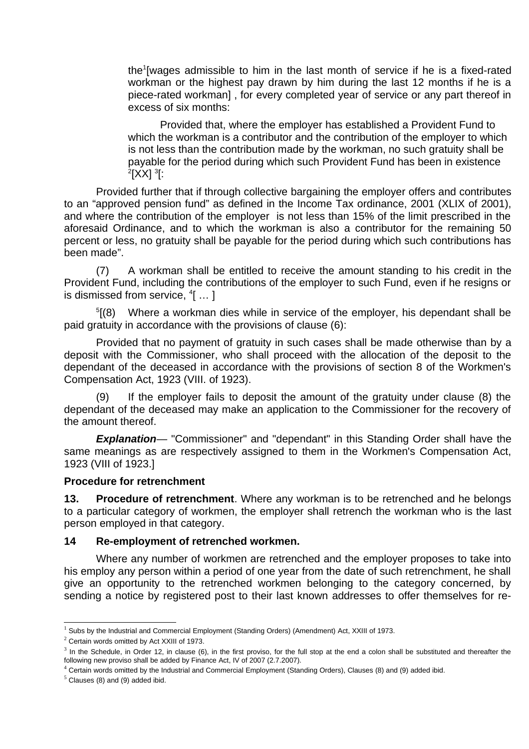the[1][wages admissible to him in the last month of service if he is a fixed-rated workman or the highest pay drawn by him during the last 12 months if he is a piece-rated workman] , for every completed year of service or any part thereof in excess of six months:

Provided that, where the employer has established a Provident Fund to which the workman is a contributor and the contribution of the employer to which is not less than the contribution made by the workman, no such gratuity shall be payable for the period during which such Provident Fund has been in existence [2][XX] [3][:

Provided further that if through collective bargaining the employer offers and contributes to an "approved pension fund" as defined in the Income Tax ordinance, 2001 (XLIX of 2001), and where the contribution of the employer is not less than 15% of the limit prescribed in the aforesaid Ordinance, and to which the workman is also a contributor for the remaining 50 percent or less, no gratuity shall be payable for the period during which such contributions has been made".

(7) A workman shall be entitled to receive the amount standing to his credit in the Provident Fund, including the contributions of the employer to such Fund, even if he resigns or is dismissed from service, [4][ … ]

[5][(8) Where a workman dies while in service of the employer, his dependant shall be paid gratuity in accordance with the provisions of clause (6):

Provided that no payment of gratuity in such cases shall be made otherwise than by a deposit with the Commissioner, who shall proceed with the allocation of the deposit to the dependant of the deceased in accordance with the provisions of section 8 of the Workmen's Compensation Act, 1923 (VIII. of 1923).

(9) If the employer fails to deposit the amount of the gratuity under clause (8) the dependant of the deceased may make an application to the Commissioner for the recovery of the amount thereof.

***Explanation***— "Commissioner" and "dependant" in this Standing Order shall have the same meanings as are respectively assigned to them in the Workmen's Compensation Act, 1923 (VIII of 1923.]

**Procedure for retrenchment**

**13. Procedure of retrenchment**. Where any workman is to be retrenched and he belongs to a particular category of workmen, the employer shall retrench the workman who is the last person employed in that category.

**14 Re-employment of retrenched workmen.**

Where any number of workmen are retrenched and the employer proposes to take into his employ any person within a period of one year from the date of such retrenchment, he shall give an opportunity to the retrenched workmen belonging to the category concerned, by sending a notice by registered post to their last known addresses to offer themselves for re-

---

[1] Subs by the Industrial and Commercial Employment (Standing Orders) (Amendment) Act, XXIII of 1973.

[2] Certain words omitted by Act XXIII of 1973.

[3] In the Schedule, in Order 12, in clause (6), in the first proviso, for the full stop at the end a colon shall be substituted and thereafter the following new proviso shall be added by Finance Act, IV of 2007 (2.7.2007).

[4] Certain words omitted by the Industrial and Commercial Employment (Standing Orders), Clauses (8) and (9) added ibid.

[5] Clauses (8) and (9) added ibid.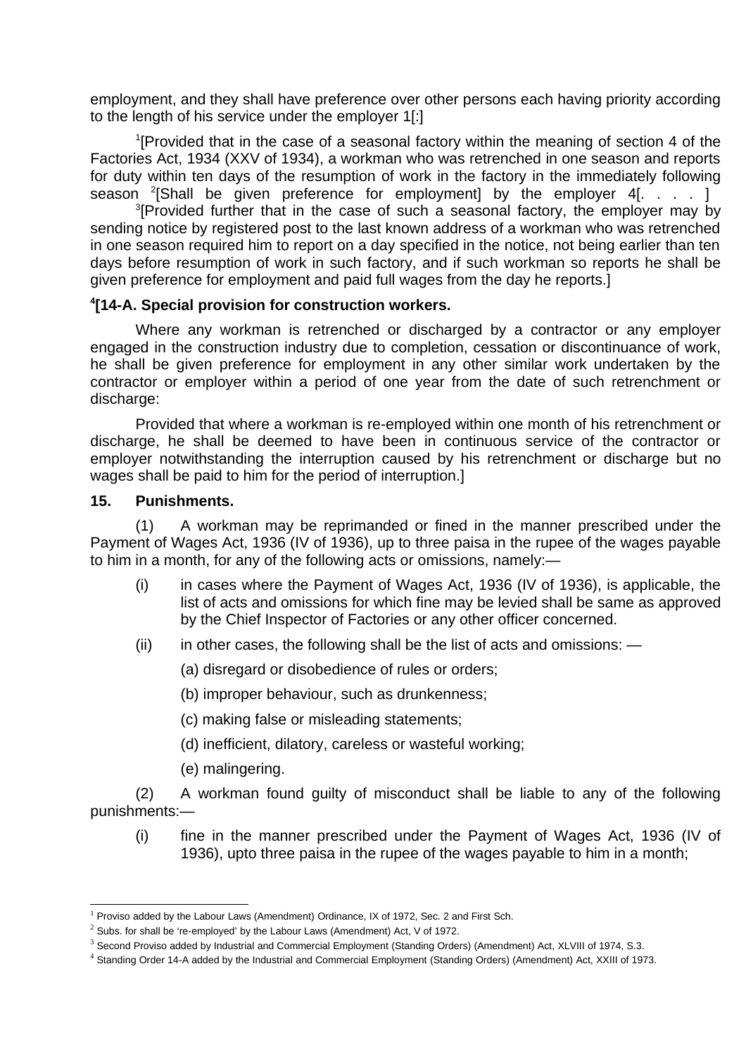employment, and they shall have preference over other persons each having priority according to the length of his service under the employer [1][:]

[1][Provided that in the case of a seasonal factory within the meaning of section 4 of the Factories Act, 1934 (XXV of 1934), a workman who was retrenched in one season and reports for duty within ten days of the resumption of work in the factory in the immediately following season [2][Shall be given preference for employment] by the employer [4][. . . . ]

[3][Provided further that in the case of such a seasonal factory, the employer may by sending notice by registered post to the last known address of a workman who was retrenched in one season required him to report on a day specified in the notice, not being earlier than ten days before resumption of work in such factory, and if such workman so reports he shall be given preference for employment and paid full wages from the day he reports.]

### [4][14-A. Special provision for construction workers.

Where any workman is retrenched or discharged by a contractor or any employer engaged in the construction industry due to completion, cessation or discontinuance of work, he shall be given preference for employment in any other similar work undertaken by the contractor or employer within a period of one year from the date of such retrenchment or discharge:

Provided that where a workman is re-employed within one month of his retrenchment or discharge, he shall be deemed to have been in continuous service of the contractor or employer notwithstanding the interruption caused by his retrenchment or discharge but no wages shall be paid to him for the period of interruption.]

### 15. Punishments.

(1) A workman may be reprimanded or fined in the manner prescribed under the Payment of Wages Act, 1936 (IV of 1936), up to three paisa in the rupee of the wages payable to him in a month, for any of the following acts or omissions, namely:—

(i) in cases where the Payment of Wages Act, 1936 (IV of 1936), is applicable, the list of acts and omissions for which fine may be levied shall be same as approved by the Chief Inspector of Factories or any other officer concerned.

(ii) in other cases, the following shall be the list of acts and omissions: —

(a) disregard or disobedience of rules or orders;

(b) improper behaviour, such as drunkenness;

(c) making false or misleading statements;

(d) inefficient, dilatory, careless or wasteful working;

(e) malingering.

(2) A workman found guilty of misconduct shall be liable to any of the following punishments:—

(i) fine in the manner prescribed under the Payment of Wages Act, 1936 (IV of 1936), upto three paisa in the rupee of the wages payable to him in a month;

---

[1] Proviso added by the Labour Laws (Amendment) Ordinance, IX of 1972, Sec. 2 and First Sch.

[2] Subs. for shall be 're-employed' by the Labour Laws (Amendment) Act, V of 1972.

[3] Second Proviso added by Industrial and Commercial Employment (Standing Orders) (Amendment) Act, XLVIII of 1974, S.3.

[4] Standing Order 14-A added by the Industrial and Commercial Employment (Standing Orders) (Amendment) Act, XXIII of 1973.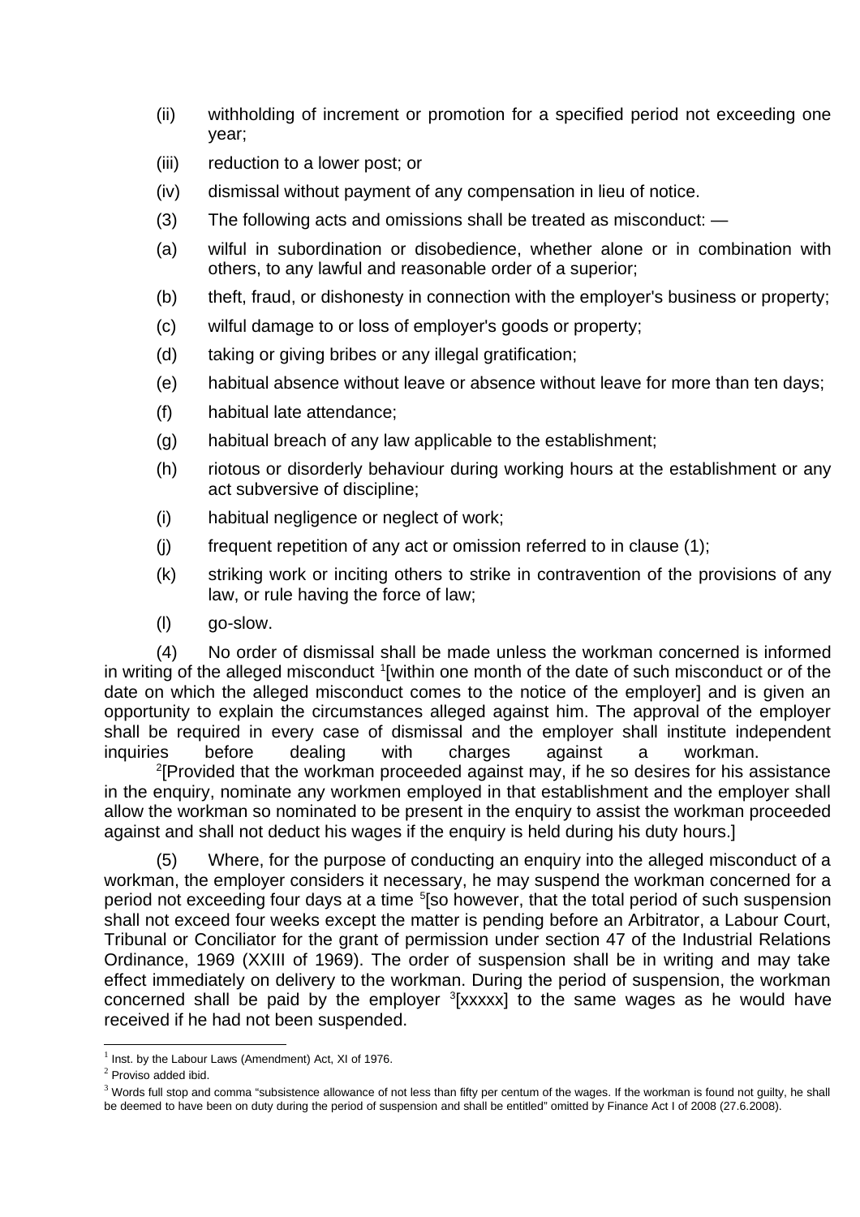(ii) withholding of increment or promotion for a specified period not exceeding one year;

(iii) reduction to a lower post; or

(iv) dismissal without payment of any compensation in lieu of notice.

(3) The following acts and omissions shall be treated as misconduct: —

(a) wilful in subordination or disobedience, whether alone or in combination with others, to any lawful and reasonable order of a superior;

(b) theft, fraud, or dishonesty in connection with the employer's business or property;

(c) wilful damage to or loss of employer's goods or property;

(d) taking or giving bribes or any illegal gratification;

(e) habitual absence without leave or absence without leave for more than ten days;

(f) habitual late attendance;

(g) habitual breach of any law applicable to the establishment;

(h) riotous or disorderly behaviour during working hours at the establishment or any act subversive of discipline;

(i) habitual negligence or neglect of work;

(j) frequent repetition of any act or omission referred to in clause (1);

(k) striking work or inciting others to strike in contravention of the provisions of any law, or rule having the force of law;

(l) go-slow.

(4) No order of dismissal shall be made unless the workman concerned is informed in writing of the alleged misconduct [1][within one month of the date of such misconduct or of the date on which the alleged misconduct comes to the notice of the employer] and is given an opportunity to explain the circumstances alleged against him. The approval of the employer shall be required in every case of dismissal and the employer shall institute independent inquiries before dealing with charges against a workman.

[2][Provided that the workman proceeded against may, if he so desires for his assistance in the enquiry, nominate any workmen employed in that establishment and the employer shall allow the workman so nominated to be present in the enquiry to assist the workman proceeded against and shall not deduct his wages if the enquiry is held during his duty hours.]

(5) Where, for the purpose of conducting an enquiry into the alleged misconduct of a workman, the employer considers it necessary, he may suspend the workman concerned for a period not exceeding four days at a time [5][so however, that the total period of such suspension shall not exceed four weeks except the matter is pending before an Arbitrator, a Labour Court, Tribunal or Conciliator for the grant of permission under section 47 of the Industrial Relations Ordinance, 1969 (XXIII of 1969). The order of suspension shall be in writing and may take effect immediately on delivery to the workman. During the period of suspension, the workman concerned shall be paid by the employer [3][xxxxx] to the same wages as he would have received if he had not been suspended.

---

[1] Inst. by the Labour Laws (Amendment) Act, XI of 1976.

[2] Proviso added ibid.

[3] Words full stop and comma "subsistence allowance of not less than fifty per centum of the wages. If the workman is found not guilty, he shall be deemed to have been on duty during the period of suspension and shall be entitled" omitted by Finance Act I of 2008 (27.6.2008).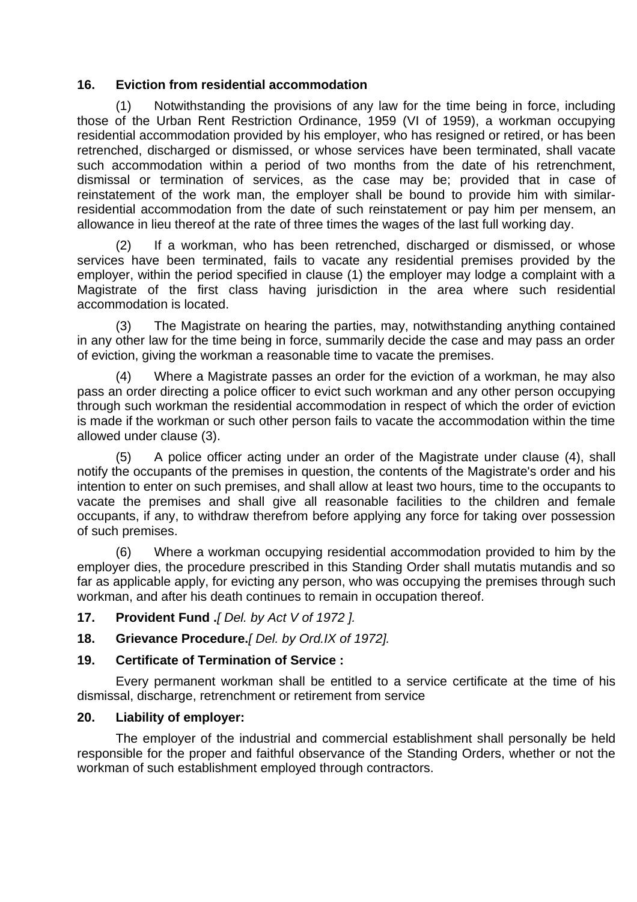**16. Eviction from residential accommodation**

(1) Notwithstanding the provisions of any law for the time being in force, including those of the Urban Rent Restriction Ordinance, 1959 (VI of 1959), a workman occupying residential accommodation provided by his employer, who has resigned or retired, or has been retrenched, discharged or dismissed, or whose services have been terminated, shall vacate such accommodation within a period of two months from the date of his retrenchment, dismissal or termination of services, as the case may be; provided that in case of reinstatement of the work man, the employer shall be bound to provide him with similar-residential accommodation from the date of such reinstatement or pay him per mensem, an allowance in lieu thereof at the rate of three times the wages of the last full working day.

(2) If a workman, who has been retrenched, discharged or dismissed, or whose services have been terminated, fails to vacate any residential premises provided by the employer, within the period specified in clause (1) the employer may lodge a complaint with a Magistrate of the first class having jurisdiction in the area where such residential accommodation is located.

(3) The Magistrate on hearing the parties, may, notwithstanding anything contained in any other law for the time being in force, summarily decide the case and may pass an order of eviction, giving the workman a reasonable time to vacate the premises.

(4) Where a Magistrate passes an order for the eviction of a workman, he may also pass an order directing a police officer to evict such workman and any other person occupying through such workman the residential accommodation in respect of which the order of eviction is made if the workman or such other person fails to vacate the accommodation within the time allowed under clause (3).

(5) A police officer acting under an order of the Magistrate under clause (4), shall notify the occupants of the premises in question, the contents of the Magistrate's order and his intention to enter on such premises, and shall allow at least two hours, time to the occupants to vacate the premises and shall give all reasonable facilities to the children and female occupants, if any, to withdraw therefrom before applying any force for taking over possession of such premises.

(6) Where a workman occupying residential accommodation provided to him by the employer dies, the procedure prescribed in this Standing Order shall mutatis mutandis and so far as applicable apply, for evicting any person, who was occupying the premises through such workman, and after his death continues to remain in occupation thereof.

**17. Provident Fund .**_[ Del. by Act V of 1972 ]._

**18. Grievance Procedure.**_[ Del. by Ord.IX of 1972]._

**19. Certificate of Termination of Service :**

Every permanent workman shall be entitled to a service certificate at the time of his dismissal, discharge, retrenchment or retirement from service

**20. Liability of employer:**

The employer of the industrial and commercial establishment shall personally be held responsible for the proper and faithful observance of the Standing Orders, whether or not the workman of such establishment employed through contractors.